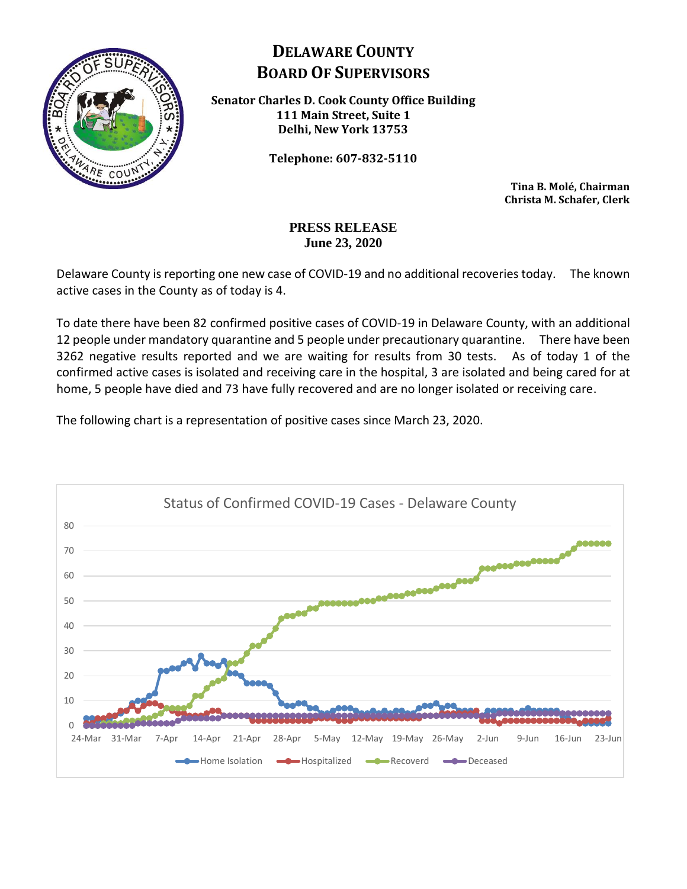# DELAWARE COUNTY BOARD OF SUPERVISORS

**Senator Charles D. Cook County Office Building**
**111 Main Street, Suite 1**
**Delhi, New York 13753**

**Telephone: 607-832-5110**

**Tina B. Molé, Chairman**
**Christa M. Schafer, Clerk**

## PRESS RELEASE
**June 23, 2020**

Delaware County is reporting one new case of COVID-19 and no additional recoveries today. The known active cases in the County as of today is 4.

To date there have been 82 confirmed positive cases of COVID-19 in Delaware County, with an additional 12 people under mandatory quarantine and 5 people under precautionary quarantine. There have been 3262 negative results reported and we are waiting for results from 30 tests. As of today 1 of the confirmed active cases is isolated and receiving care in the hospital, 3 are isolated and being cared for at home, 5 people have died and 73 have fully recovered and are no longer isolated or receiving care.

The following chart is a representation of positive cases since March 23, 2020.

Status of Confirmed COVID-19 Cases - Delaware County

Home Isolation, Hospitalized, Recoverd, Deceased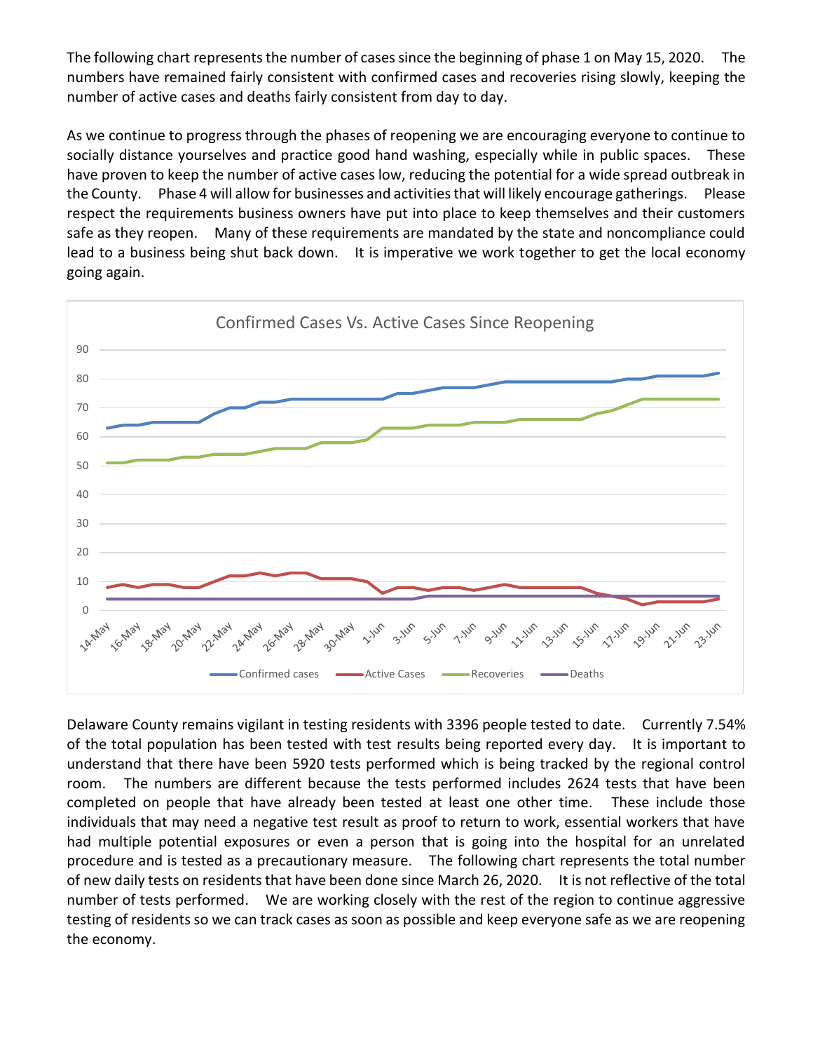The following chart represents the number of cases since the beginning of phase 1 on May 15, 2020. The numbers have remained fairly consistent with confirmed cases and recoveries rising slowly, keeping the number of active cases and deaths fairly consistent from day to day.

As we continue to progress through the phases of reopening we are encouraging everyone to continue to socially distance yourselves and practice good hand washing, especially while in public spaces. These have proven to keep the number of active cases low, reducing the potential for a wide spread outbreak in the County. Phase 4 will allow for businesses and activities that will likely encourage gatherings. Please respect the requirements business owners have put into place to keep themselves and their customers safe as they reopen. Many of these requirements are mandated by the state and noncompliance could lead to a business being shut back down. It is imperative we work together to get the local economy going again.

Confirmed Cases Vs. Active Cases Since Reopening

Delaware County remains vigilant in testing residents with 3396 people tested to date. Currently 7.54% of the total population has been tested with test results being reported every day. It is important to understand that there have been 5920 tests performed which is being tracked by the regional control room. The numbers are different because the tests performed includes 2624 tests that have been completed on people that have already been tested at least one other time. These include those individuals that may need a negative test result as proof to return to work, essential workers that have had multiple potential exposures or even a person that is going into the hospital for an unrelated procedure and is tested as a precautionary measure. The following chart represents the total number of new daily tests on residents that have been done since March 26, 2020. It is not reflective of the total number of tests performed. We are working closely with the rest of the region to continue aggressive testing of residents so we can track cases as soon as possible and keep everyone safe as we are reopening the economy.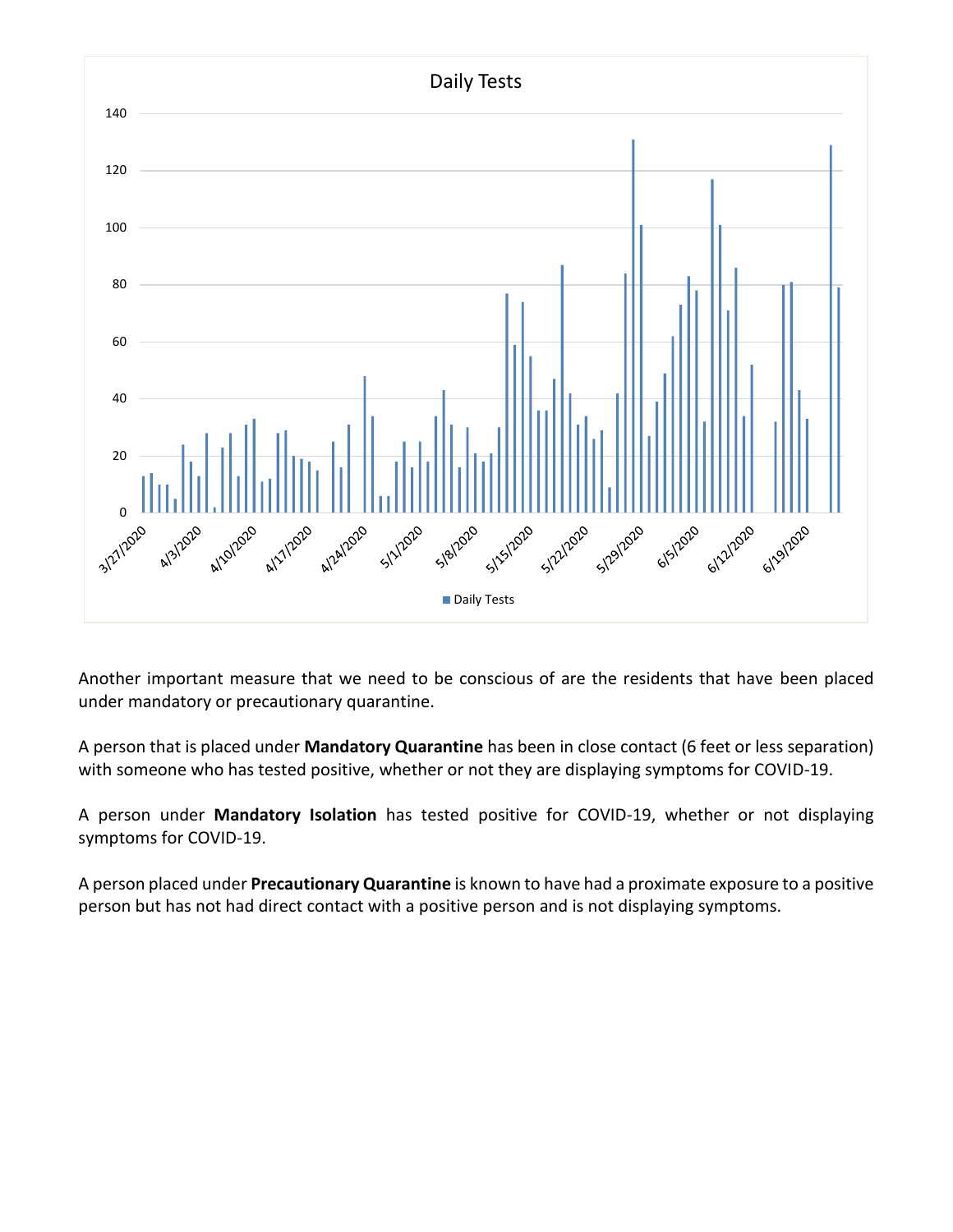Another important measure that we need to be conscious of are the residents that have been placed under mandatory or precautionary quarantine.

A person that is placed under **Mandatory Quarantine** has been in close contact (6 feet or less separation) with someone who has tested positive, whether or not they are displaying symptoms for COVID-19.

A person under **Mandatory Isolation** has tested positive for COVID-19, whether or not displaying symptoms for COVID-19.

A person placed under **Precautionary Quarantine** is known to have had a proximate exposure to a positive person but has not had direct contact with a positive person and is not displaying symptoms.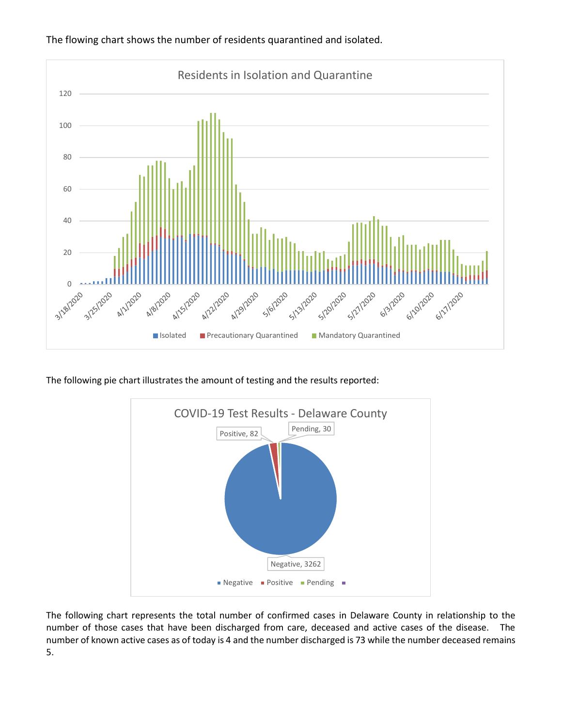The flowing chart shows the number of residents quarantined and isolated.

The following pie chart illustrates the amount of testing and the results reported:

The following chart represents the total number of confirmed cases in Delaware County in relationship to the number of those cases that have been discharged from care, deceased and active cases of the disease. The number of known active cases as of today is 4 and the number discharged is 73 while the number deceased remains 5.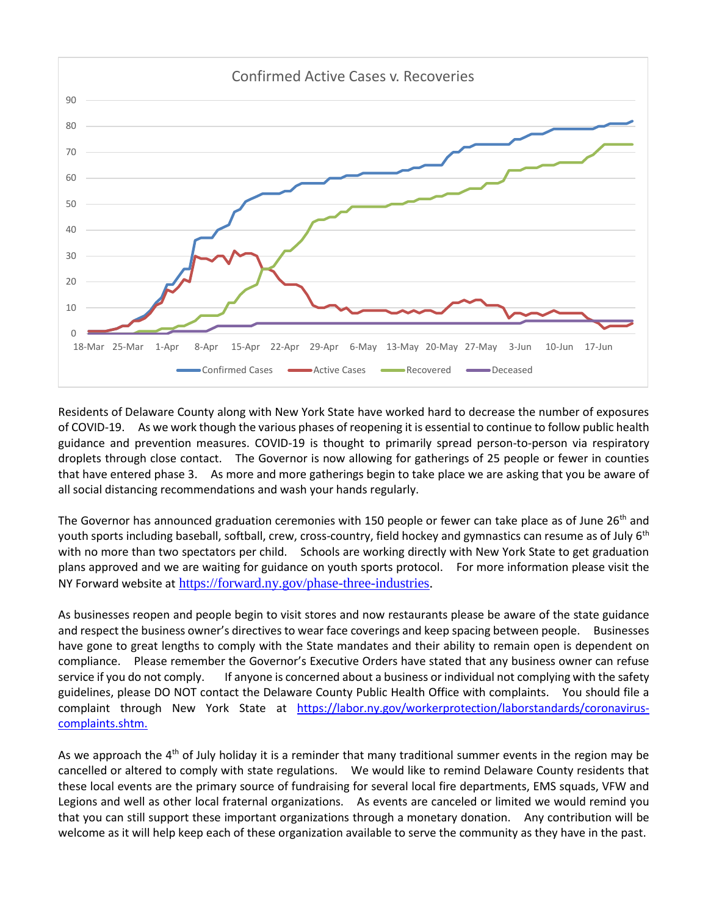Confirmed Active Cases v. Recoveries

90
80
70
60
50
40
30
20
10
0

18-Mar 25-Mar 1-Apr 8-Apr 15-Apr 22-Apr 29-Apr 6-May 13-May 20-May 27-May 3-Jun 10-Jun 17-Jun

Confirmed Cases, Active Cases, Recovered, Deceased

Residents of Delaware County along with New York State have worked hard to decrease the number of exposures of COVID-19. As we work though the various phases of reopening it is essential to continue to follow public health guidance and prevention measures. COVID-19 is thought to primarily spread person-to-person via respiratory droplets through close contact. The Governor is now allowing for gatherings of 25 people or fewer in counties that have entered phase 3. As more and more gatherings begin to take place we are asking that you be aware of all social distancing recommendations and wash your hands regularly.

The Governor has announced graduation ceremonies with 150 people or fewer can take place as of June 26th and youth sports including baseball, softball, crew, cross-country, field hockey and gymnastics can resume as of July 6th with no more than two spectators per child. Schools are working directly with New York State to get graduation plans approved and we are waiting for guidance on youth sports protocol. For more information please visit the NY Forward website at https://forward.ny.gov/phase-three-industries.

As businesses reopen and people begin to visit stores and now restaurants please be aware of the state guidance and respect the business owner's directives to wear face coverings and keep spacing between people. Businesses have gone to great lengths to comply with the State mandates and their ability to remain open is dependent on compliance. Please remember the Governor's Executive Orders have stated that any business owner can refuse service if you do not comply. If anyone is concerned about a business or individual not complying with the safety guidelines, please DO NOT contact the Delaware County Public Health Office with complaints. You should file a complaint through New York State at https://labor.ny.gov/workerprotection/laborstandards/coronavirus-complaints.shtm.

As we approach the 4th of July holiday it is a reminder that many traditional summer events in the region may be cancelled or altered to comply with state regulations. We would like to remind Delaware County residents that these local events are the primary source of fundraising for several local fire departments, EMS squads, VFW and Legions and well as other local fraternal organizations. As events are canceled or limited we would remind you that you can still support these important organizations through a monetary donation. Any contribution will be welcome as it will help keep each of these organization available to serve the community as they have in the past.